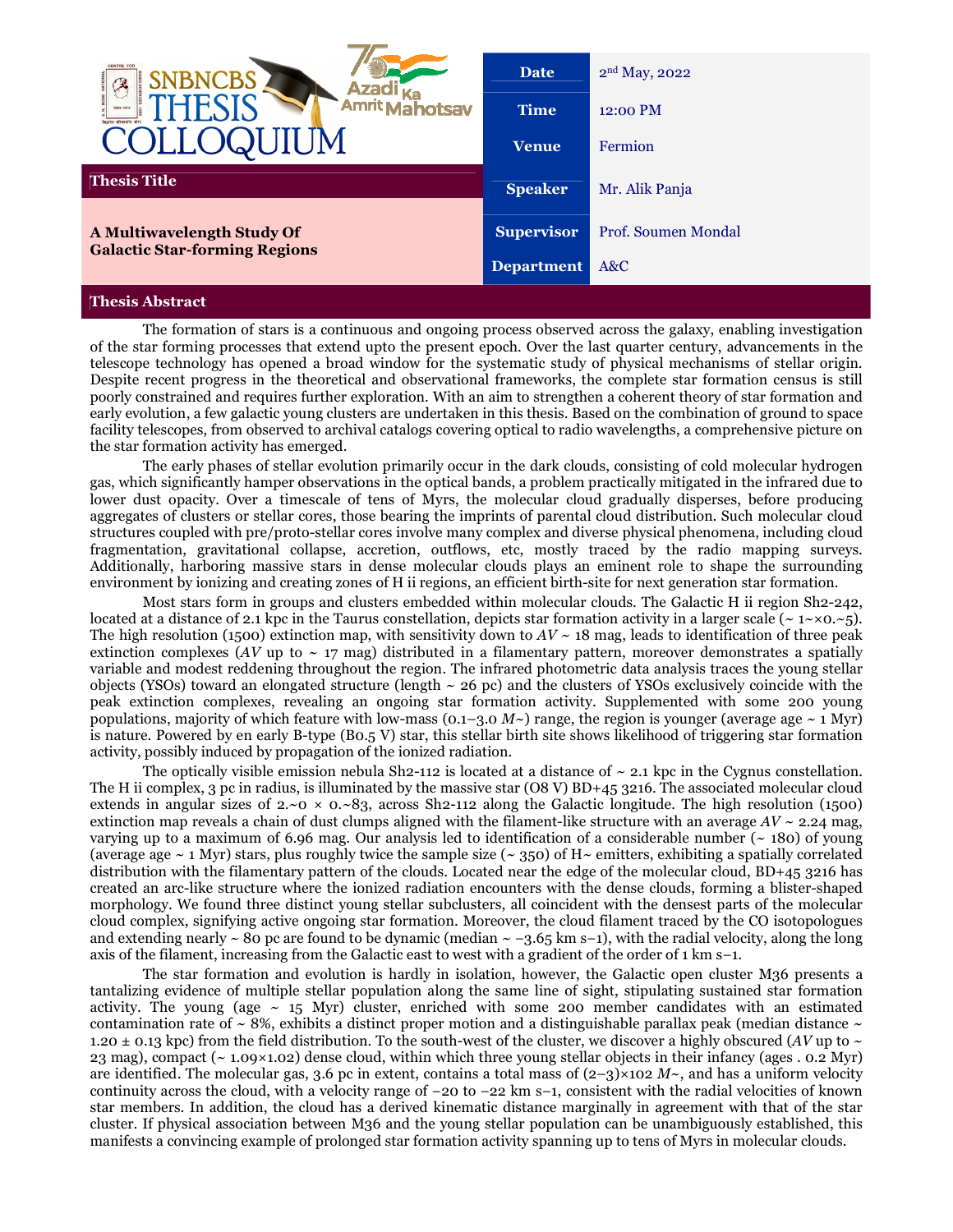# SNBNCBS THESIS COLLOQUIUM

| | |
|---|---|
| **Date** | 2nd May, 2022 |
| **Time** | 12:00 PM |
| **Venue** | Fermion |
| **Speaker** | Mr. Alik Panja |
| **Supervisor** | Prof. Soumen Mondal |
| **Department** | A&C |

## Thesis Title

**A Multiwavelength Study Of Galactic Star-forming Regions**

## Thesis Abstract

The formation of stars is a continuous and ongoing process observed across the galaxy, enabling investigation of the star forming processes that extend upto the present epoch. Over the last quarter century, advancements in the telescope technology has opened a broad window for the systematic study of physical mechanisms of stellar origin. Despite recent progress in the theoretical and observational frameworks, the complete star formation census is still poorly constrained and requires further exploration. With an aim to strengthen a coherent theory of star formation and early evolution, a few galactic young clusters are undertaken in this thesis. Based on the combination of ground to space facility telescopes, from observed to archival catalogs covering optical to radio wavelengths, a comprehensive picture on the star formation activity has emerged.

The early phases of stellar evolution primarily occur in the dark clouds, consisting of cold molecular hydrogen gas, which significantly hamper observations in the optical bands, a problem practically mitigated in the infrared due to lower dust opacity. Over a timescale of tens of Myrs, the molecular cloud gradually disperses, before producing aggregates of clusters or stellar cores, those bearing the imprints of parental cloud distribution. Such molecular cloud structures coupled with pre/proto-stellar cores involve many complex and diverse physical phenomena, including cloud fragmentation, gravitational collapse, accretion, outflows, etc, mostly traced by the radio mapping surveys. Additionally, harboring massive stars in dense molecular clouds plays an eminent role to shape the surrounding environment by ionizing and creating zones of H ii regions, an efficient birth-site for next generation star formation.

Most stars form in groups and clusters embedded within molecular clouds. The Galactic H ii region Sh2-242, located at a distance of 2.1 kpc in the Taurus constellation, depicts star formation activity in a larger scale (~ 1~×0.~5). The high resolution (1500) extinction map, with sensitivity down to $AV$ ~ 18 mag, leads to identification of three peak extinction complexes ($AV$ up to ~ 17 mag) distributed in a filamentary pattern, moreover demonstrates a spatially variable and modest reddening throughout the region. The infrared photometric data analysis traces the young stellar objects (YSOs) toward an elongated structure (length ~ 26 pc) and the clusters of YSOs exclusively coincide with the peak extinction complexes, revealing an ongoing star formation activity. Supplemented with some 200 young populations, majority of which feature with low-mass (0.1–3.0 $M$~) range, the region is younger (average age ~ 1 Myr) is nature. Powered by en early B-type (B0.5 V) star, this stellar birth site shows likelihood of triggering star formation activity, possibly induced by propagation of the ionized radiation.

The optically visible emission nebula Sh2-112 is located at a distance of ~ 2.1 kpc in the Cygnus constellation. The H ii complex, 3 pc in radius, is illuminated by the massive star (O8 V) BD+45 3216. The associated molecular cloud extends in angular sizes of 2.~0 × 0.~83, across Sh2-112 along the Galactic longitude. The high resolution (1500) extinction map reveals a chain of dust clumps aligned with the filament-like structure with an average $AV$ ~ 2.24 mag, varying up to a maximum of 6.96 mag. Our analysis led to identification of a considerable number (~ 180) of young (average age ~ 1 Myr) stars, plus roughly twice the sample size (~ 350) of H~ emitters, exhibiting a spatially correlated distribution with the filamentary pattern of the clouds. Located near the edge of the molecular cloud, BD+45 3216 has created an arc-like structure where the ionized radiation encounters with the dense clouds, forming a blister-shaped morphology. We found three distinct young stellar subclusters, all coincident with the densest parts of the molecular cloud complex, signifying active ongoing star formation. Moreover, the cloud filament traced by the CO isotopologues and extending nearly ~ 80 pc are found to be dynamic (median ~ −3.65 km s−1), with the radial velocity, along the long axis of the filament, increasing from the Galactic east to west with a gradient of the order of 1 km s−1.

The star formation and evolution is hardly in isolation, however, the Galactic open cluster M36 presents a tantalizing evidence of multiple stellar population along the same line of sight, stipulating sustained star formation activity. The young (age ~ 15 Myr) cluster, enriched with some 200 member candidates with an estimated contamination rate of ~ 8%, exhibits a distinct proper motion and a distinguishable parallax peak (median distance ~ 1.20 ± 0.13 kpc) from the field distribution. To the south-west of the cluster, we discover a highly obscured ($AV$ up to ~ 23 mag), compact (~ 1.09×1.02) dense cloud, within which three young stellar objects in their infancy (ages . 0.2 Myr) are identified. The molecular gas, 3.6 pc in extent, contains a total mass of (2–3)×102 $M$~, and has a uniform velocity continuity across the cloud, with a velocity range of −20 to −22 km s−1, consistent with the radial velocities of known star members. In addition, the cloud has a derived kinematic distance marginally in agreement with that of the star cluster. If physical association between M36 and the young stellar population can be unambiguously established, this manifests a convincing example of prolonged star formation activity spanning up to tens of Myrs in molecular clouds.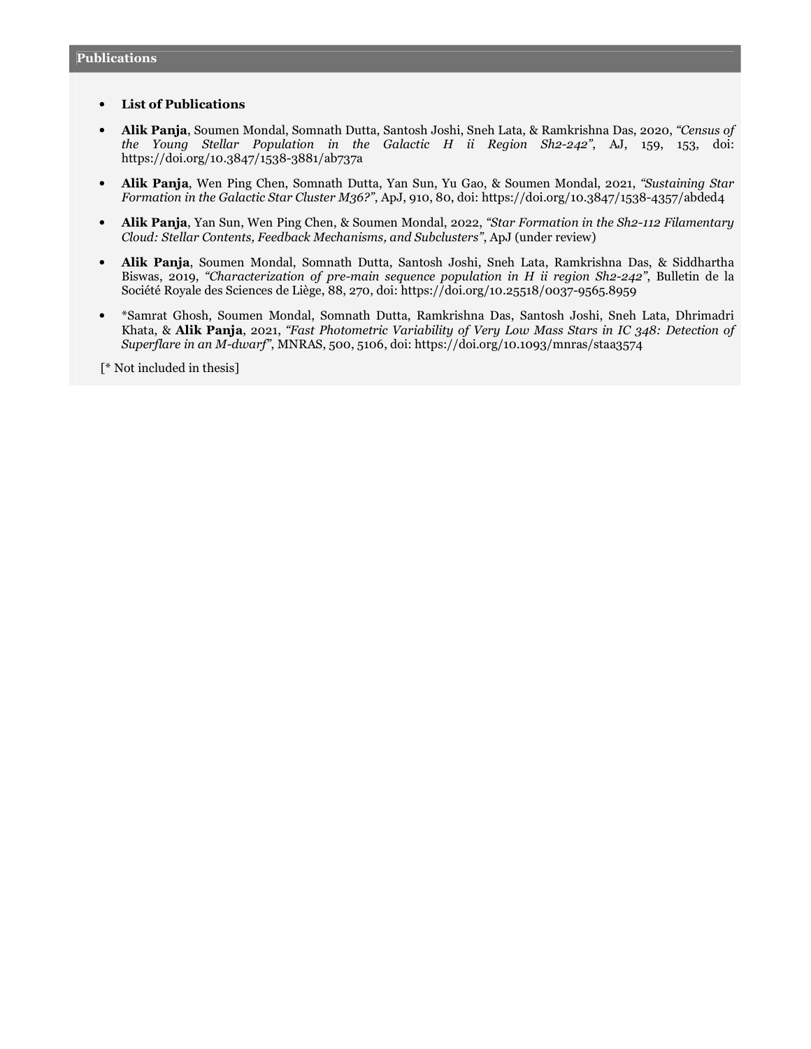## Publications

- **List of Publications**
- **Alik Panja**, Soumen Mondal, Somnath Dutta, Santosh Joshi, Sneh Lata, & Ramkrishna Das, 2020, *"Census of the Young Stellar Population in the Galactic H ii Region Sh2-242"*, AJ, 159, 153, doi: https://doi.org/10.3847/1538-3881/ab737a
- **Alik Panja**, Wen Ping Chen, Somnath Dutta, Yan Sun, Yu Gao, & Soumen Mondal, 2021, *"Sustaining Star Formation in the Galactic Star Cluster M36?"*, ApJ, 910, 80, doi: https://doi.org/10.3847/1538-4357/abded4
- **Alik Panja**, Yan Sun, Wen Ping Chen, & Soumen Mondal, 2022, *"Star Formation in the Sh2-112 Filamentary Cloud: Stellar Contents, Feedback Mechanisms, and Subclusters"*, ApJ (under review)
- **Alik Panja**, Soumen Mondal, Somnath Dutta, Santosh Joshi, Sneh Lata, Ramkrishna Das, & Siddhartha Biswas, 2019, *"Characterization of pre-main sequence population in H ii region Sh2-242"*, Bulletin de la Société Royale des Sciences de Liège, 88, 270, doi: https://doi.org/10.25518/0037-9565.8959
- *Samrat Ghosh, Soumen Mondal, Somnath Dutta, Ramkrishna Das, Santosh Joshi, Sneh Lata, Dhrimadri Khata, & **Alik Panja**, 2021, *"Fast Photometric Variability of Very Low Mass Stars in IC 348: Detection of Superflare in an M-dwarf"*, MNRAS, 500, 5106, doi: https://doi.org/10.1093/mnras/staa3574

[* Not included in thesis]